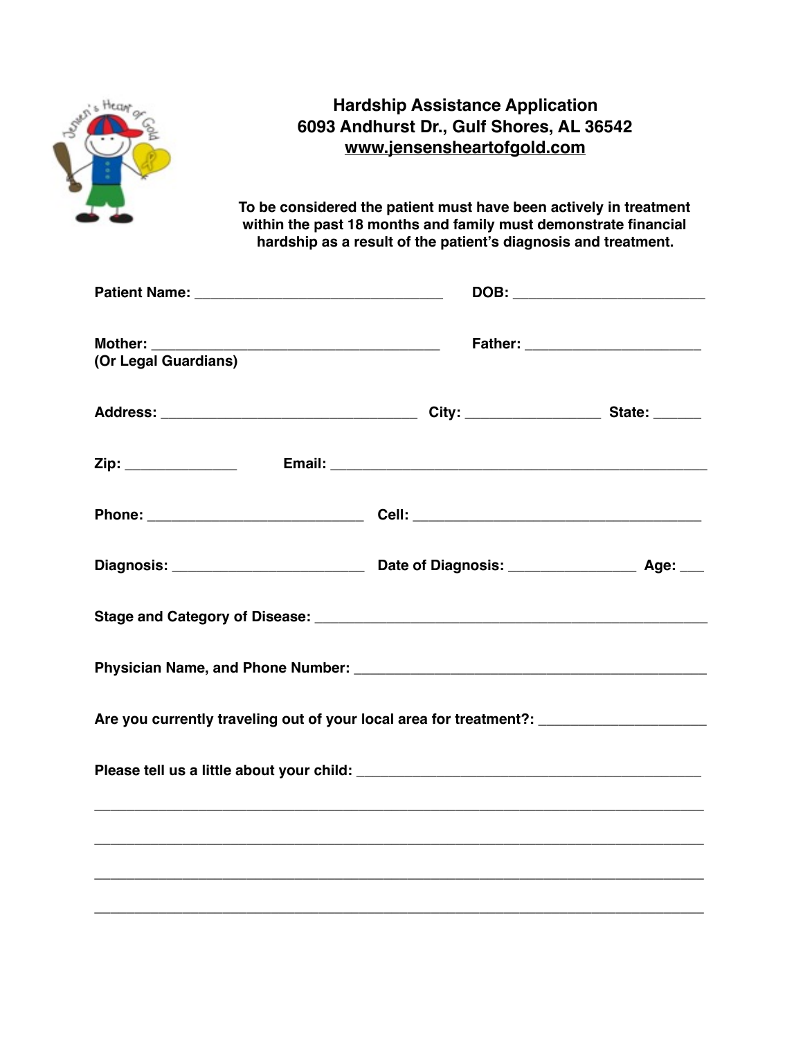# Hardship Assistance Application

**6093 Andhurst Dr., Gulf Shores, AL 36542**

**www.jensensheartofgold.com**

**To be considered the patient must have been actively in treatment within the past 18 months and family must demonstrate financial hardship as a result of the patient's diagnosis and treatment.**

**Patient Name:** ________________________________ **DOB:** ________________________

**Mother:** ______________________________________ **Father:** ______________________
**(Or Legal Guardians)**

**Address:** _________________________________ **City:** _________________ **State:** ______

**Zip:** ______________ **Email:** _______________________________________________

**Phone:** ___________________________ **Cell:** _____________________________________

**Diagnosis:** ________________________ **Date of Diagnosis:** ________________ **Age:** ___

**Stage and Category of Disease:** _______________________________________________

**Physician Name, and Phone Number:** ____________________________________________

**Are you currently traveling out of your local area for treatment?:** ____________________

**Please tell us a little about your child:** ____________________________________________

_______________________________________________________________________________

_______________________________________________________________________________

_______________________________________________________________________________

_______________________________________________________________________________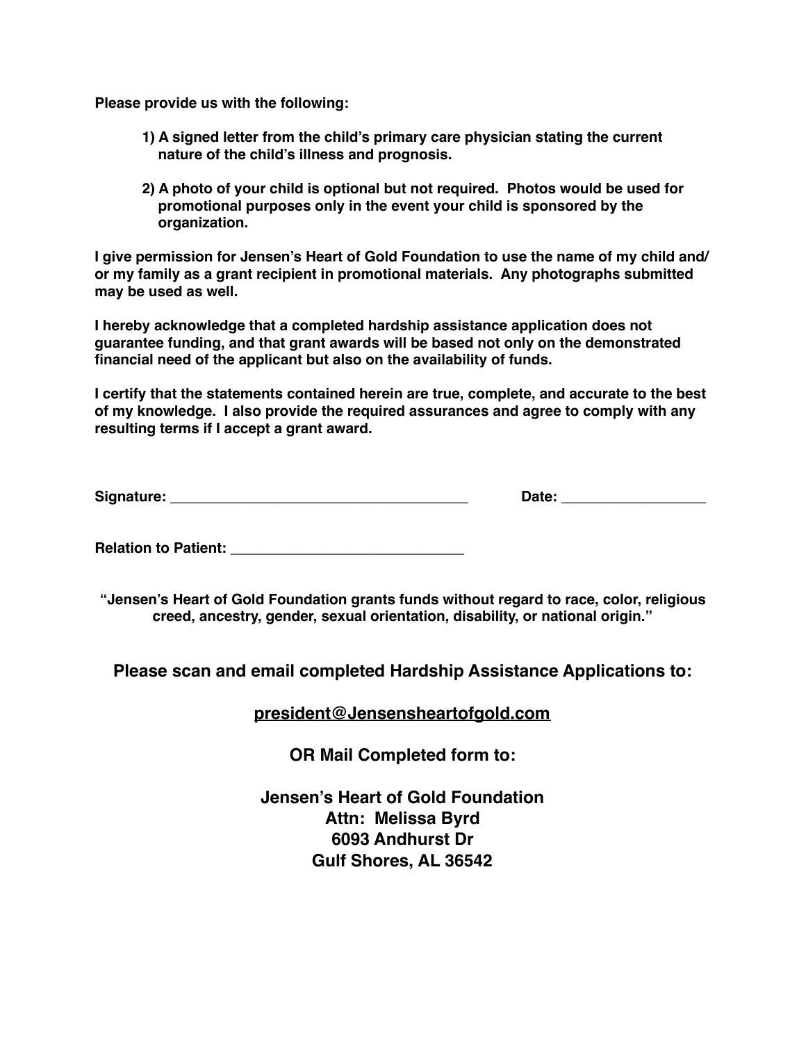**Please provide us with the following:**

1) **A signed letter from the child's primary care physician stating the current nature of the child's illness and prognosis.**

2) **A photo of your child is optional but not required. Photos would be used for promotional purposes only in the event your child is sponsored by the organization.**

**I give permission for Jensen's Heart of Gold Foundation to use the name of my child and/or my family as a grant recipient in promotional materials. Any photographs submitted may be used as well.**

**I hereby acknowledge that a completed hardship assistance application does not guarantee funding, and that grant awards will be based not only on the demonstrated financial need of the applicant but also on the availability of funds.**

**I certify that the statements contained herein are true, complete, and accurate to the best of my knowledge. I also provide the required assurances and agree to comply with any resulting terms if I accept a grant award.**

**Signature:** ______________________________________ **Date:** __________________

**Relation to Patient:** ______________________________

**"Jensen's Heart of Gold Foundation grants funds without regard to race, color, religious creed, ancestry, gender, sexual orientation, disability, or national origin."**

**Please scan and email completed Hardship Assistance Applications to:**

**president@Jensensheartofgold.com**

**OR Mail Completed form to:**

**Jensen's Heart of Gold Foundation**
**Attn: Melissa Byrd**
**6093 Andhurst Dr**
**Gulf Shores, AL 36542**